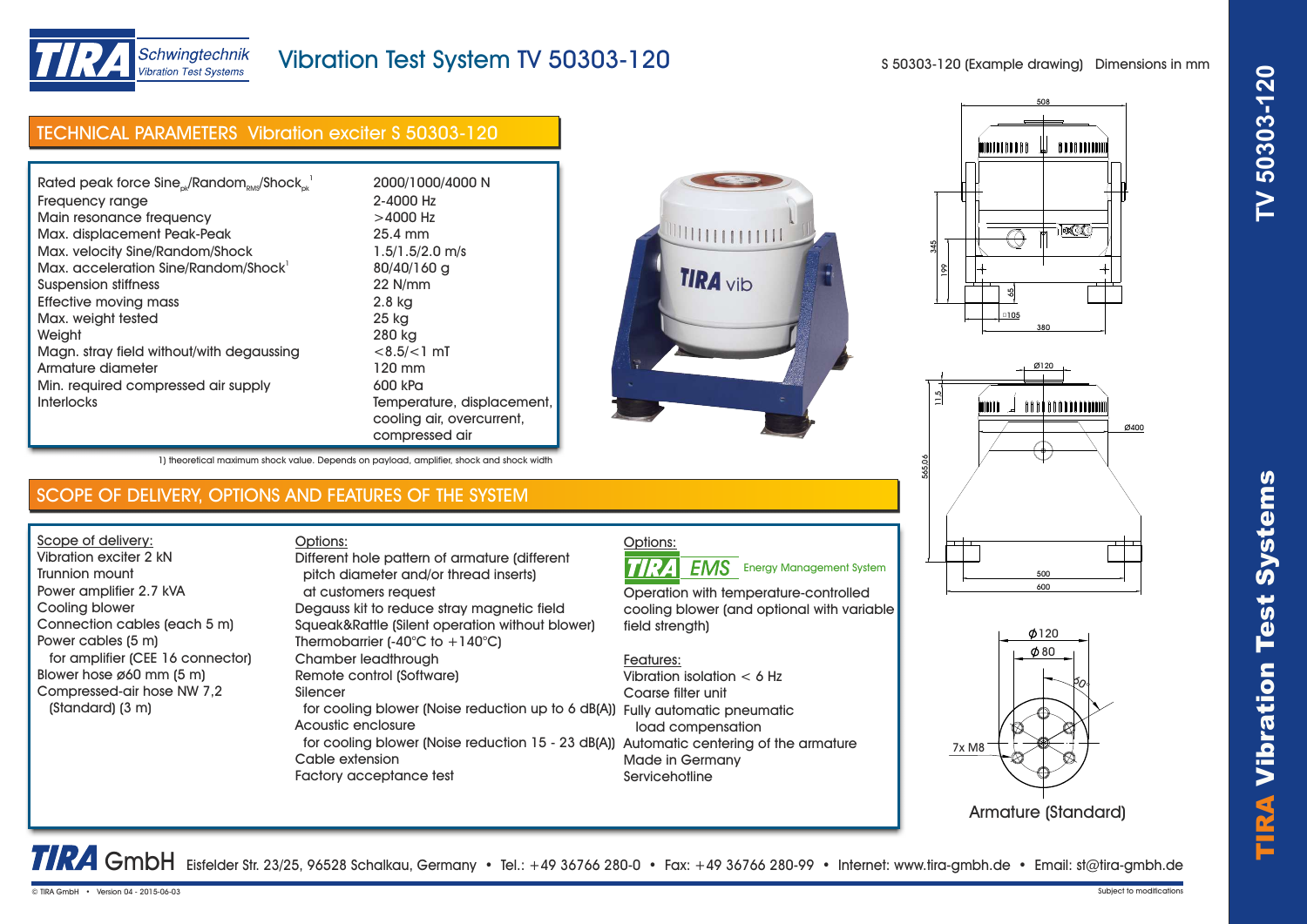# Vibration Test System TV 50303-120

S 50303-120 (Example drawing) Dimensions in mm

## TECHNICAL PARAMETERS Vibration exciter S 50303-120

| Parameter | Value |
|---|---|
| Rated peak force Sine$_{pk}$/Random$_{RMS}$/Shock$_{pk}$ [1] | 2000/1000/4000 N |
| Frequency range | 2-4000 Hz |
| Main resonance frequency | >4000 Hz |
| Max. displacement Peak-Peak | 25.4 mm |
| Max. velocity Sine/Random/Shock | 1.5/1.5/2.0 m/s |
| Max. acceleration Sine/Random/Shock[1] | 80/40/160 g |
| Suspension stiffness | 22 N/mm |
| Effective moving mass | 2.8 kg |
| Max. weight tested | 25 kg |
| Weight | 280 kg |
| Magn. stray field without/with degaussing | <8.5/<1 mT |
| Armature diameter | 120 mm |
| Min. required compressed air supply | 600 kPa |
| Interlocks | Temperature, displacement, cooling air, overcurrent, compressed air |

1) theoretical maximum shock value. Depends on payload, amplifier, shock and shock width

## SCOPE OF DELIVERY, OPTIONS AND FEATURES OF THE SYSTEM

Scope of delivery:
- Vibration exciter 2 kN
- Trunnion mount
- Power amplifier 2.7 kVA
- Cooling blower
- Connection cables (each 5 m)
- Power cables (5 m) for amplifier (CEE 16 connector)
- Blower hose ø60 mm (5 m)
- Compressed-air hose NW 7,2 (Standard) (3 m)

Options:
- Different hole pattern of armature (different pitch diameter and/or thread inserts) at customers request
- Degauss kit to reduce stray magnetic field
- Squeak&Rattle (Silent operation without blower)
- Thermobarrier (-40°C to +140°C)
- Chamber leadthrough
- Remote control (Software)
- Silencer for cooling blower (Noise reduction up to 6 dB(A))
- Acoustic enclosure for cooling blower (Noise reduction 15 - 23 dB(A))
- Cable extension
- Factory acceptance test

Options:

TIRA EMS Energy Management System

Operation with temperature-controlled cooling blower (and optional with variable field strength)

Features:
- Vibration isolation < 6 Hz
- Coarse filter unit
- Fully automatic pneumatic load compensation
- Automatic centering of the armature
- Made in Germany
- Servicehotline

Armature (Standard)

**TIRA GmbH** Eisfelder Str. 23/25, 96528 Schalkau, Germany • Tel.: +49 36766 280-0 • Fax: +49 36766 280-99 • Internet: www.tira-gmbh.de • Email: st@tira-gmbh.de

© TIRA GmbH • Version 04 - 2015-06-03

Subject to modifications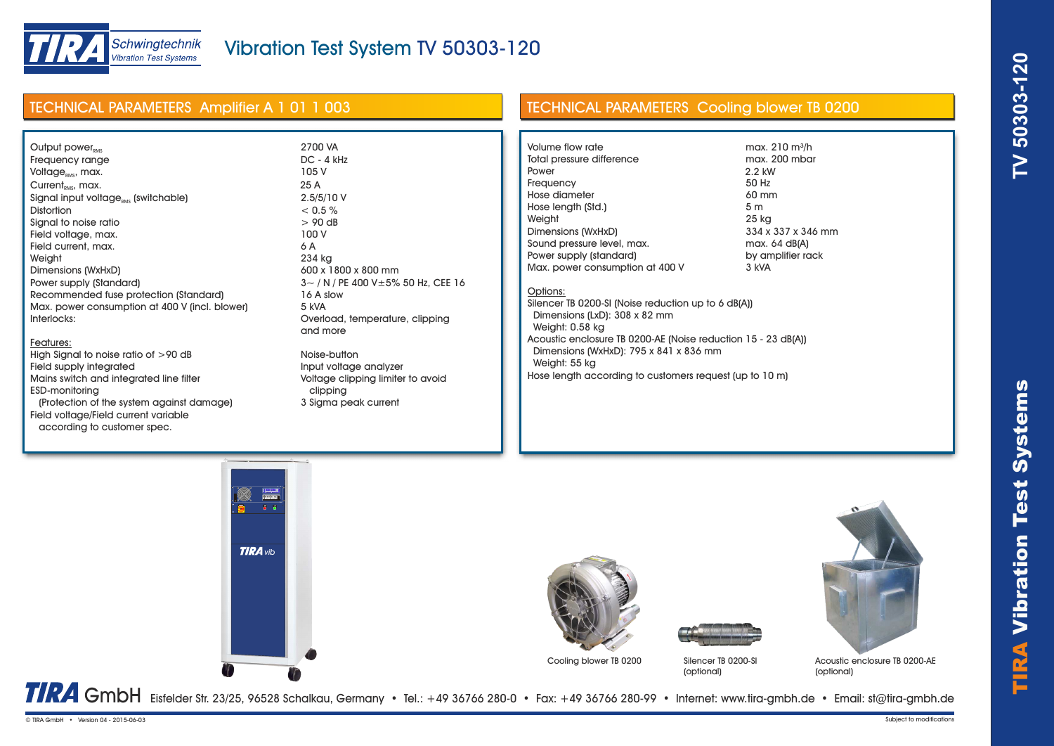# Vibration Test System TV 50303-120

## TECHNICAL PARAMETERS Amplifier A 1 01 1 003

| | |
|---|---|
| Output power$_{RMS}$ | 2700 VA |
| Frequency range | DC - 4 kHz |
| Voltage$_{RMS}$, max. | 105 V |
| Current$_{RMS}$, max. | 25 A |
| Signal input voltage$_{RMS}$ (switchable) | 2.5/5/10 V |
| Distortion | < 0.5 % |
| Signal to noise ratio | > 90 dB |
| Field voltage, max. | 100 V |
| Field current, max. | 6 A |
| Weight | 234 kg |
| Dimensions (WxHxD) | 600 x 1800 x 800 mm |
| Power supply (Standard) | 3~ / N / PE 400 V±5% 50 Hz, CEE 16 |
| Recommended fuse protection (Standard) | 16 A slow |
| Max. power consumption at 400 V (incl. blower) | 5 kVA |
| Interlocks: | Overload, temperature, clipping and more |

Features:

- High Signal to noise ratio of >90 dB
- Field supply integrated
- Mains switch and integrated line filter
- ESD-monitoring (Protection of the system against damage)
- Field voltage/Field current variable according to customer spec.
- Noise-button
- Input voltage analyzer
- Voltage clipping limiter to avoid clipping
- 3 Sigma peak current

## TECHNICAL PARAMETERS Cooling blower TB 0200

| | |
|---|---|
| Volume flow rate | max. 210 m³/h |
| Total pressure difference | max. 200 mbar |
| Power | 2.2 kW |
| Frequency | 50 Hz |
| Hose diameter | 60 mm |
| Hose length (Std.) | 5 m |
| Weight | 25 kg |
| Dimensions (WxHxD) | 334 x 337 x 346 mm |
| Sound pressure level, max. | max. 64 dB(A) |
| Power supply (standard) | by amplifier rack |
| Max. power consumption at 400 V | 3 kVA |

Options:

Silencer TB 0200-SI (Noise reduction up to 6 dB(A))
  Dimensions (LxD): 308 x 82 mm
  Weight: 0.58 kg
Acoustic enclosure TB 0200-AE (Noise reduction 15 - 23 dB(A))
  Dimensions (WxHxD): 795 x 841 x 836 mm
  Weight: 55 kg
Hose length according to customers request (up to 10 m)

Cooling blower TB 0200

Silencer TB 0200-SI (optional)

Acoustic enclosure TB 0200-AE (optional)

TIRA GmbH Eisfelder Str. 23/25, 96528 Schalkau, Germany • Tel.: +49 36766 280-0 • Fax: +49 36766 280-99 • Internet: www.tira-gmbh.de • Email: st@tira-gmbh.de

© TIRA GmbH • Version 04 - 2015-06-03

Subject to modifications